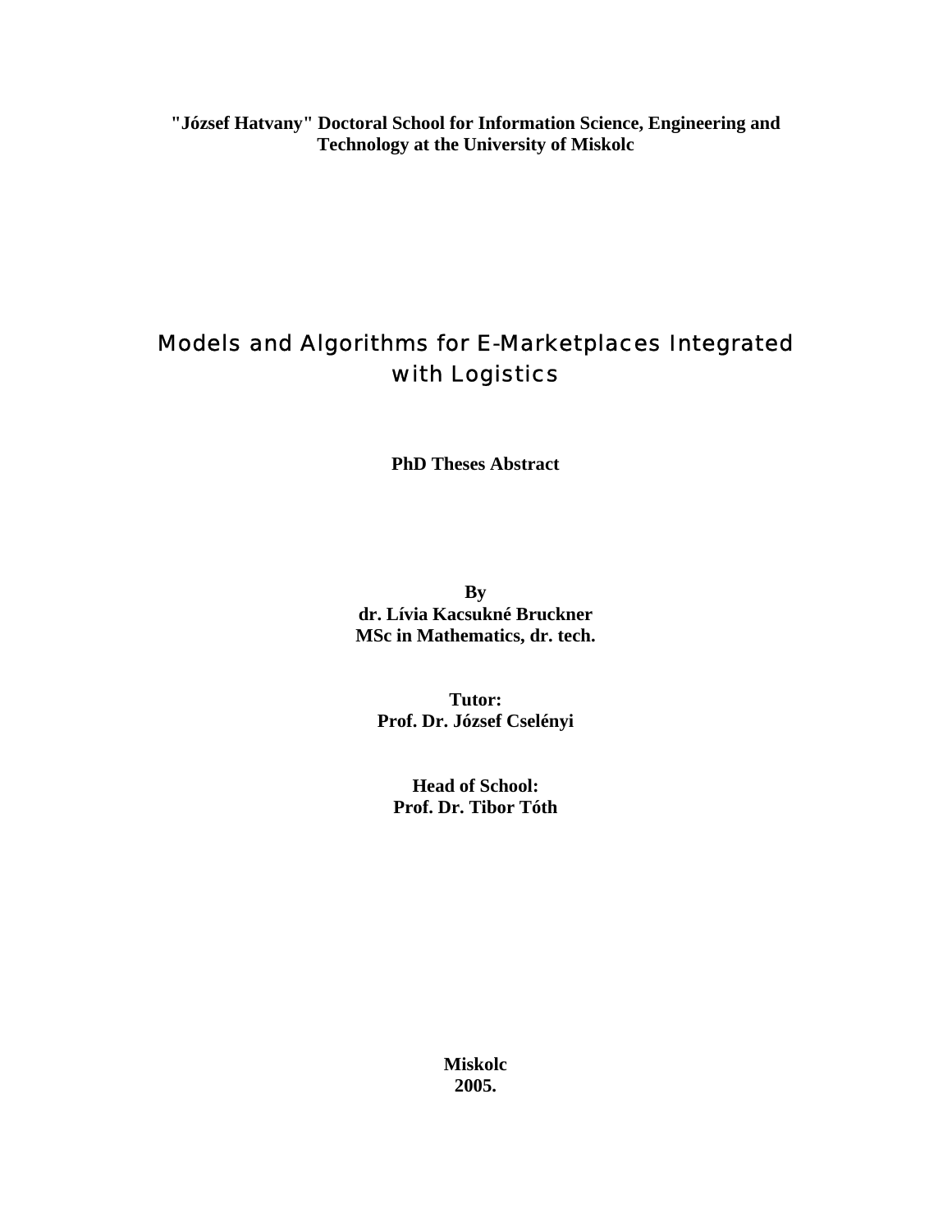**"József Hatvany" Doctoral School for Information Science, Engineering and Technology at the University of Miskolc**

# Models and Algorithms for E-Marketplaces Integrated with Logistics

**PhD Theses Abstract**

**By**
**dr. Lívia Kacsukné Bruckner**
**MSc in Mathematics, dr. tech.**

**Tutor:**
**Prof. Dr. József Cselényi**

**Head of School:**
**Prof. Dr. Tibor Tóth**

**Miskolc**
**2005.**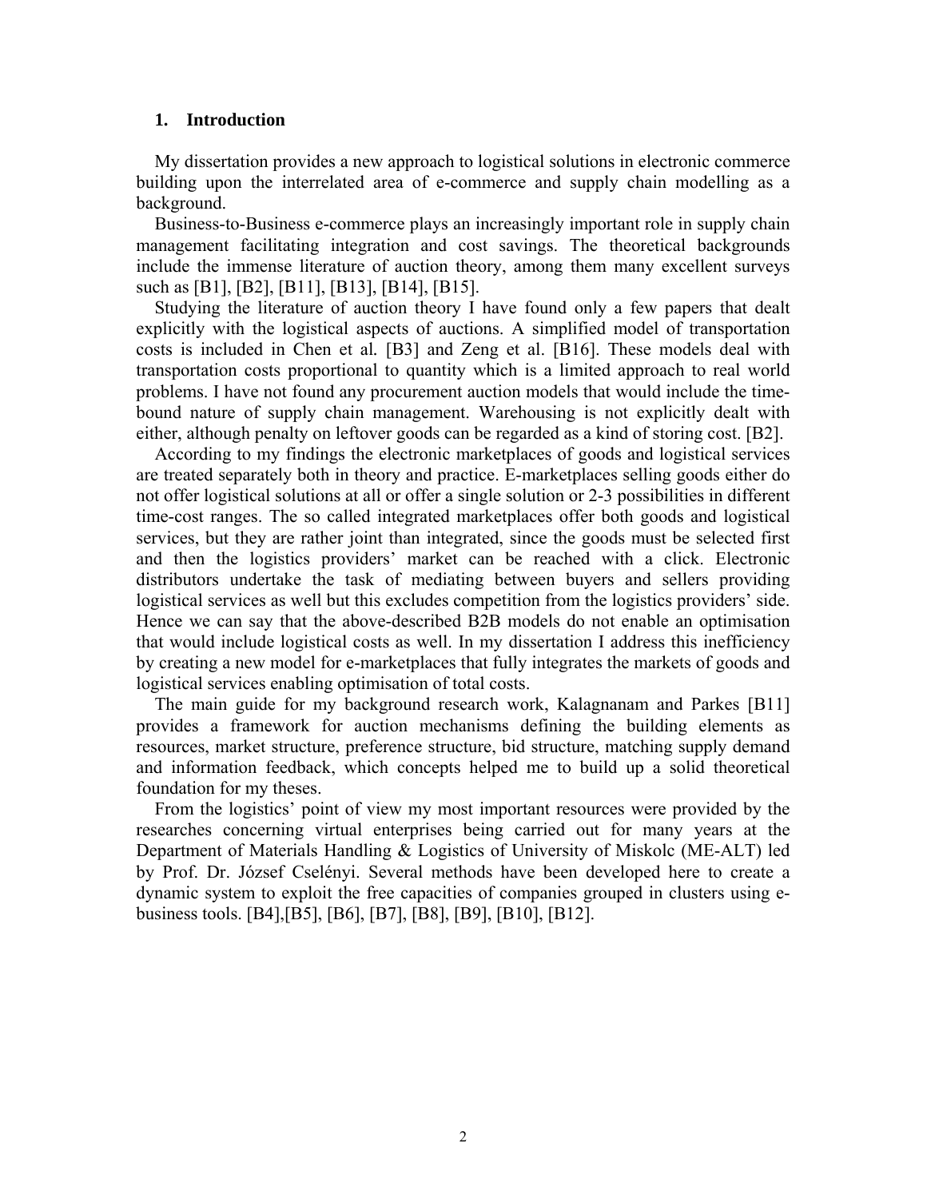## 1. Introduction

My dissertation provides a new approach to logistical solutions in electronic commerce building upon the interrelated area of e-commerce and supply chain modelling as a background.

Business-to-Business e-commerce plays an increasingly important role in supply chain management facilitating integration and cost savings. The theoretical backgrounds include the immense literature of auction theory, among them many excellent surveys such as [B1], [B2], [B11], [B13], [B14], [B15].

Studying the literature of auction theory I have found only a few papers that dealt explicitly with the logistical aspects of auctions. A simplified model of transportation costs is included in Chen et al. [B3] and Zeng et al. [B16]. These models deal with transportation costs proportional to quantity which is a limited approach to real world problems. I have not found any procurement auction models that would include the time-bound nature of supply chain management. Warehousing is not explicitly dealt with either, although penalty on leftover goods can be regarded as a kind of storing cost. [B2].

According to my findings the electronic marketplaces of goods and logistical services are treated separately both in theory and practice. E-marketplaces selling goods either do not offer logistical solutions at all or offer a single solution or 2-3 possibilities in different time-cost ranges. The so called integrated marketplaces offer both goods and logistical services, but they are rather joint than integrated, since the goods must be selected first and then the logistics providers' market can be reached with a click. Electronic distributors undertake the task of mediating between buyers and sellers providing logistical services as well but this excludes competition from the logistics providers' side. Hence we can say that the above-described B2B models do not enable an optimisation that would include logistical costs as well. In my dissertation I address this inefficiency by creating a new model for e-marketplaces that fully integrates the markets of goods and logistical services enabling optimisation of total costs.

The main guide for my background research work, Kalagnanam and Parkes [B11] provides a framework for auction mechanisms defining the building elements as resources, market structure, preference structure, bid structure, matching supply demand and information feedback, which concepts helped me to build up a solid theoretical foundation for my theses.

From the logistics' point of view my most important resources were provided by the researches concerning virtual enterprises being carried out for many years at the Department of Materials Handling & Logistics of University of Miskolc (ME-ALT) led by Prof. Dr. József Cselényi. Several methods have been developed here to create a dynamic system to exploit the free capacities of companies grouped in clusters using e-business tools. [B4],[B5], [B6], [B7], [B8], [B9], [B10], [B12].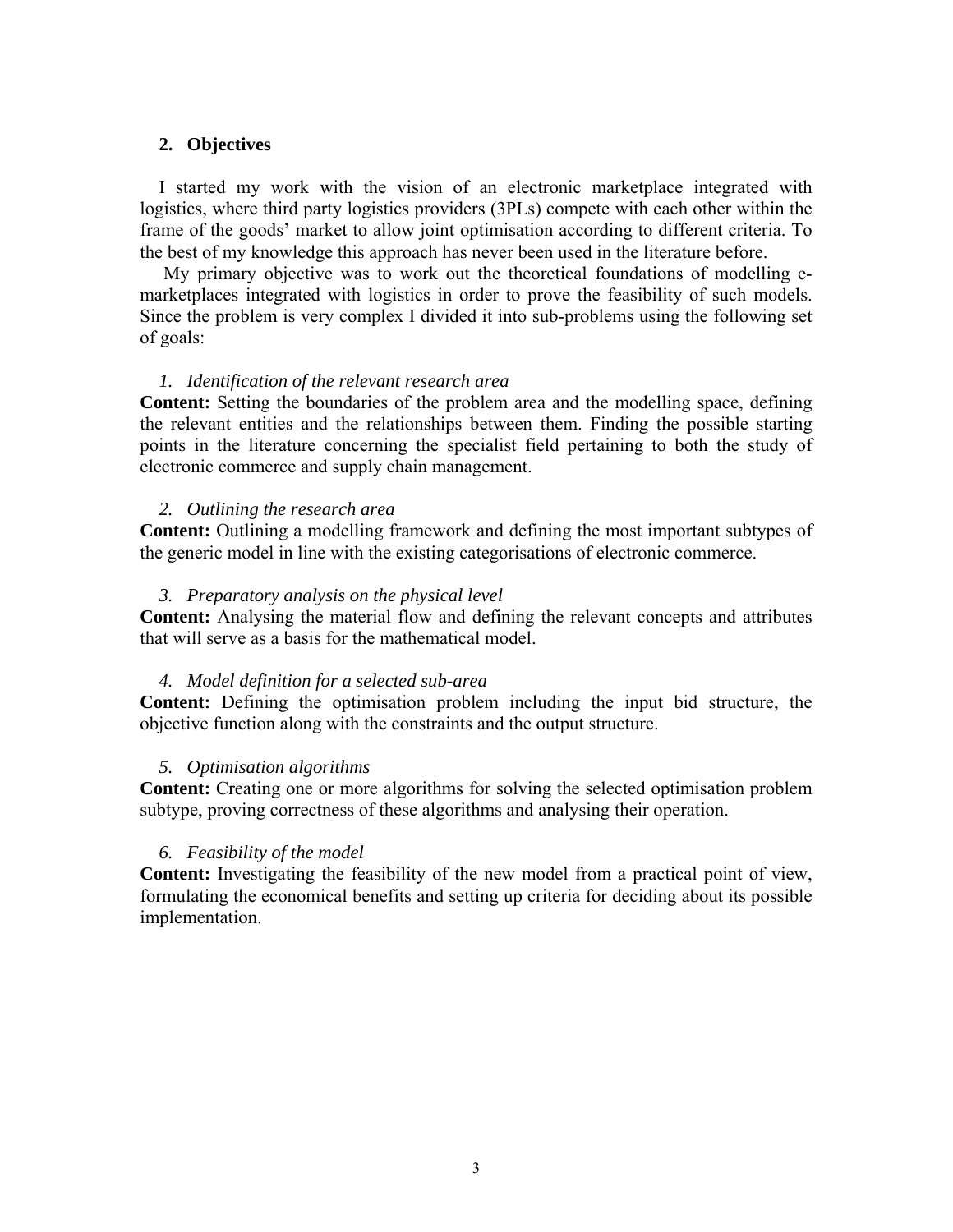## 2. Objectives

I started my work with the vision of an electronic marketplace integrated with logistics, where third party logistics providers (3PLs) compete with each other within the frame of the goods' market to allow joint optimisation according to different criteria. To the best of my knowledge this approach has never been used in the literature before.

My primary objective was to work out the theoretical foundations of modelling e-marketplaces integrated with logistics in order to prove the feasibility of such models. Since the problem is very complex I divided it into sub-problems using the following set of goals:

1. *Identification of the relevant research area*

**Content:** Setting the boundaries of the problem area and the modelling space, defining the relevant entities and the relationships between them. Finding the possible starting points in the literature concerning the specialist field pertaining to both the study of electronic commerce and supply chain management.

2. *Outlining the research area*

**Content:** Outlining a modelling framework and defining the most important subtypes of the generic model in line with the existing categorisations of electronic commerce.

3. *Preparatory analysis on the physical level*

**Content:** Analysing the material flow and defining the relevant concepts and attributes that will serve as a basis for the mathematical model.

4. *Model definition for a selected sub-area*

**Content:** Defining the optimisation problem including the input bid structure, the objective function along with the constraints and the output structure.

5. *Optimisation algorithms*

**Content:** Creating one or more algorithms for solving the selected optimisation problem subtype, proving correctness of these algorithms and analysing their operation.

6. *Feasibility of the model*

**Content:** Investigating the feasibility of the new model from a practical point of view, formulating the economical benefits and setting up criteria for deciding about its possible implementation.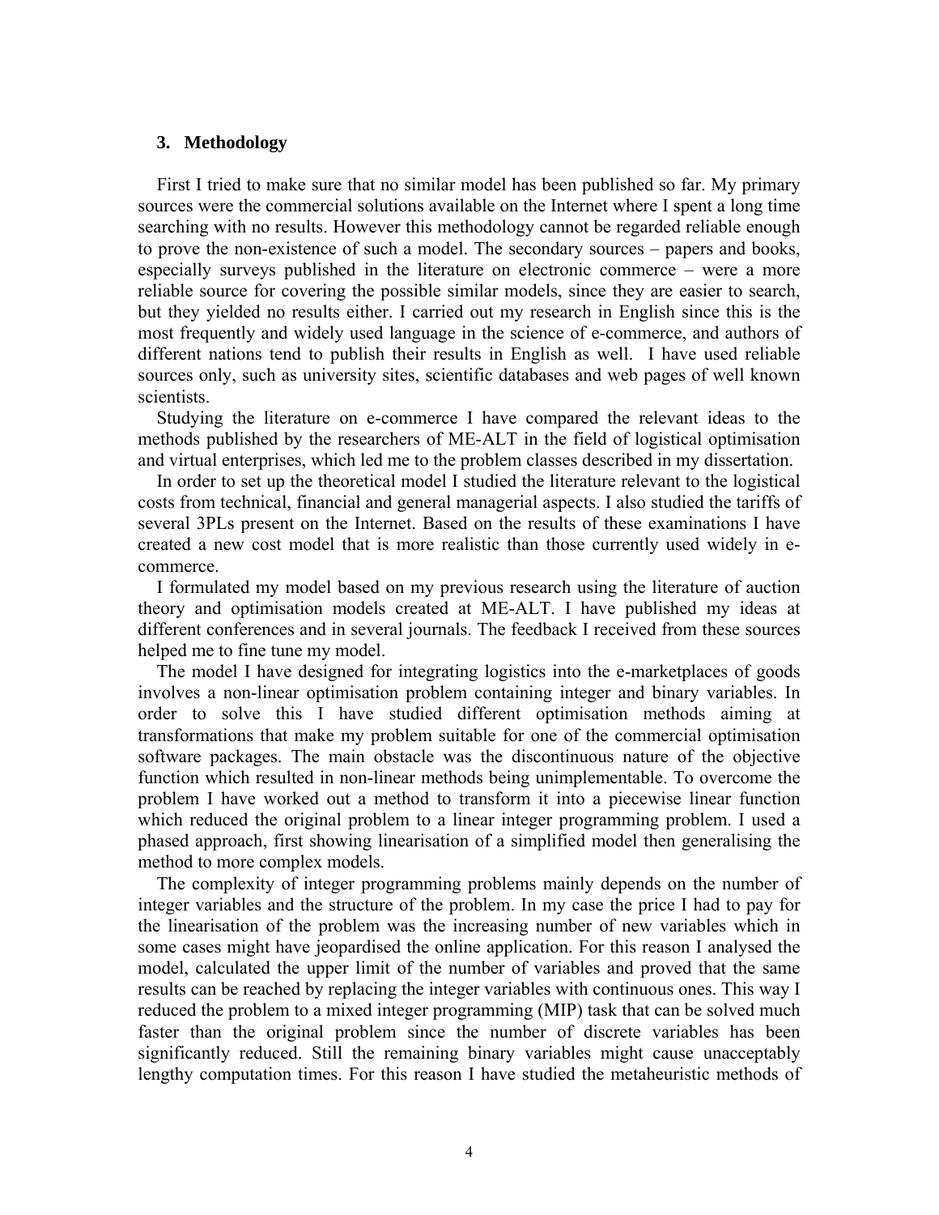## 3. Methodology

First I tried to make sure that no similar model has been published so far. My primary sources were the commercial solutions available on the Internet where I spent a long time searching with no results. However this methodology cannot be regarded reliable enough to prove the non-existence of such a model. The secondary sources – papers and books, especially surveys published in the literature on electronic commerce – were a more reliable source for covering the possible similar models, since they are easier to search, but they yielded no results either. I carried out my research in English since this is the most frequently and widely used language in the science of e-commerce, and authors of different nations tend to publish their results in English as well. I have used reliable sources only, such as university sites, scientific databases and web pages of well known scientists.

Studying the literature on e-commerce I have compared the relevant ideas to the methods published by the researchers of ME-ALT in the field of logistical optimisation and virtual enterprises, which led me to the problem classes described in my dissertation.

In order to set up the theoretical model I studied the literature relevant to the logistical costs from technical, financial and general managerial aspects. I also studied the tariffs of several 3PLs present on the Internet. Based on the results of these examinations I have created a new cost model that is more realistic than those currently used widely in e-commerce.

I formulated my model based on my previous research using the literature of auction theory and optimisation models created at ME-ALT. I have published my ideas at different conferences and in several journals. The feedback I received from these sources helped me to fine tune my model.

The model I have designed for integrating logistics into the e-marketplaces of goods involves a non-linear optimisation problem containing integer and binary variables. In order to solve this I have studied different optimisation methods aiming at transformations that make my problem suitable for one of the commercial optimisation software packages. The main obstacle was the discontinuous nature of the objective function which resulted in non-linear methods being unimplementable. To overcome the problem I have worked out a method to transform it into a piecewise linear function which reduced the original problem to a linear integer programming problem. I used a phased approach, first showing linearisation of a simplified model then generalising the method to more complex models.

The complexity of integer programming problems mainly depends on the number of integer variables and the structure of the problem. In my case the price I had to pay for the linearisation of the problem was the increasing number of new variables which in some cases might have jeopardised the online application. For this reason I analysed the model, calculated the upper limit of the number of variables and proved that the same results can be reached by replacing the integer variables with continuous ones. This way I reduced the problem to a mixed integer programming (MIP) task that can be solved much faster than the original problem since the number of discrete variables has been significantly reduced. Still the remaining binary variables might cause unacceptably lengthy computation times. For this reason I have studied the metaheuristic methods of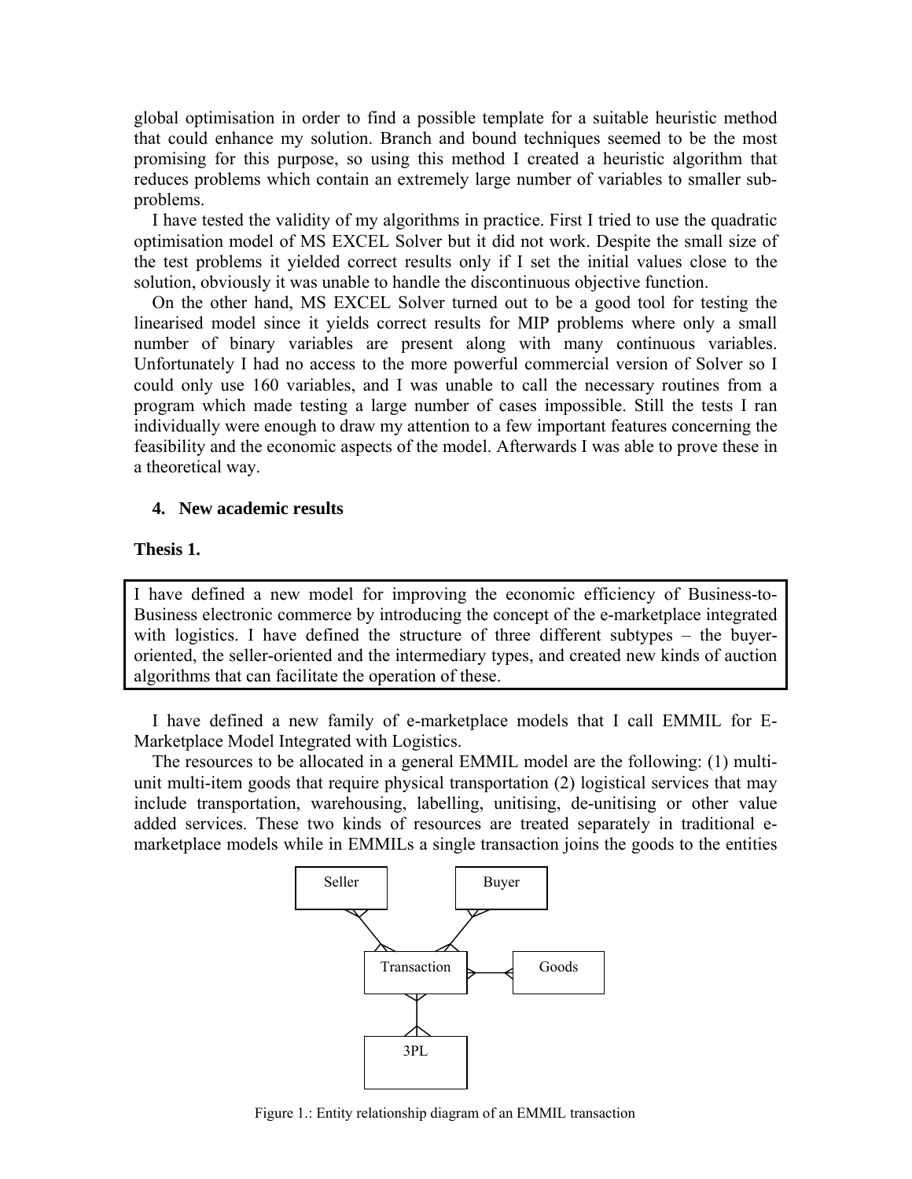global optimisation in order to find a possible template for a suitable heuristic method that could enhance my solution. Branch and bound techniques seemed to be the most promising for this purpose, so using this method I created a heuristic algorithm that reduces problems which contain an extremely large number of variables to smaller sub-problems.

I have tested the validity of my algorithms in practice. First I tried to use the quadratic optimisation model of MS EXCEL Solver but it did not work. Despite the small size of the test problems it yielded correct results only if I set the initial values close to the solution, obviously it was unable to handle the discontinuous objective function.

On the other hand, MS EXCEL Solver turned out to be a good tool for testing the linearised model since it yields correct results for MIP problems where only a small number of binary variables are present along with many continuous variables. Unfortunately I had no access to the more powerful commercial version of Solver so I could only use 160 variables, and I was unable to call the necessary routines from a program which made testing a large number of cases impossible. Still the tests I ran individually were enough to draw my attention to a few important features concerning the feasibility and the economic aspects of the model. Afterwards I was able to prove these in a theoretical way.

## 4. New academic results

### Thesis 1.

I have defined a new model for improving the economic efficiency of Business-to-Business electronic commerce by introducing the concept of the e-marketplace integrated with logistics. I have defined the structure of three different subtypes – the buyer-oriented, the seller-oriented and the intermediary types, and created new kinds of auction algorithms that can facilitate the operation of these.

I have defined a new family of e-marketplace models that I call EMMIL for E-Marketplace Model Integrated with Logistics.

The resources to be allocated in a general EMMIL model are the following: (1) multi-unit multi-item goods that require physical transportation (2) logistical services that may include transportation, warehousing, labelling, unitising, de-unitising or other value added services. These two kinds of resources are treated separately in traditional e-marketplace models while in EMMILs a single transaction joins the goods to the entities

Seller

Buyer

Transaction

Goods

3PL

Figure 1.: Entity relationship diagram of an EMMIL transaction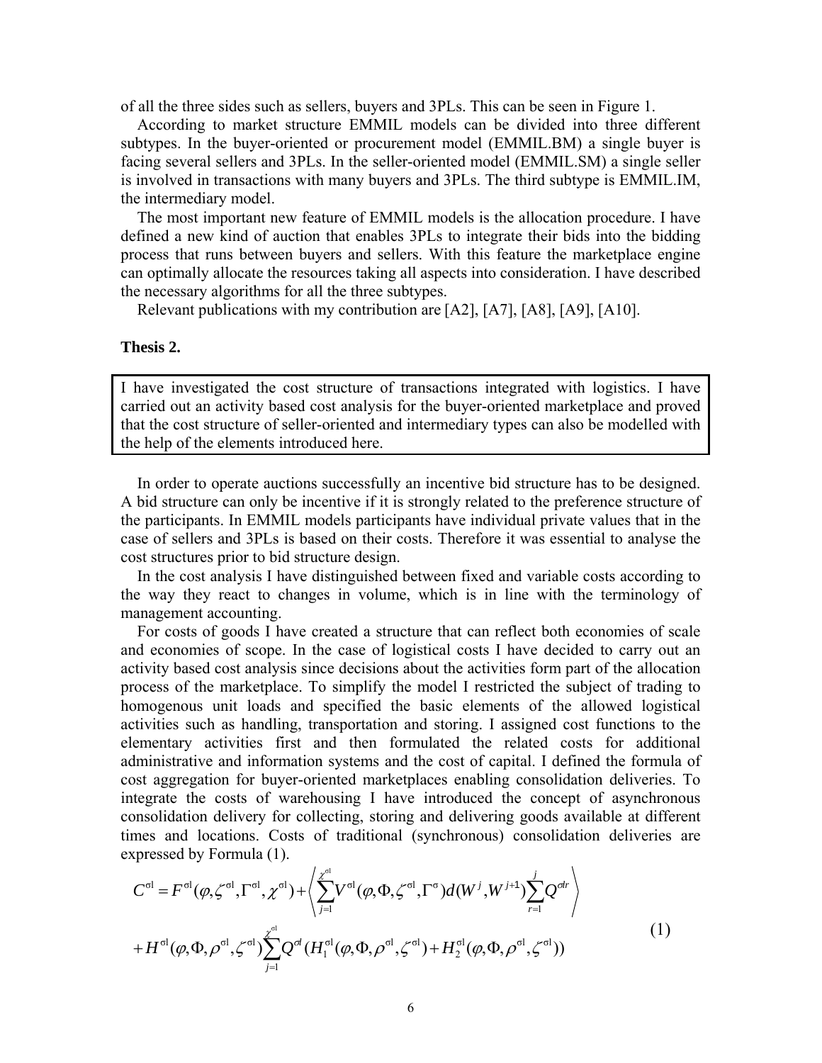of all the three sides such as sellers, buyers and 3PLs. This can be seen in Figure 1.

According to market structure EMMIL models can be divided into three different subtypes. In the buyer-oriented or procurement model (EMMIL.BM) a single buyer is facing several sellers and 3PLs. In the seller-oriented model (EMMIL.SM) a single seller is involved in transactions with many buyers and 3PLs. The third subtype is EMMIL.IM, the intermediary model.

The most important new feature of EMMIL models is the allocation procedure. I have defined a new kind of auction that enables 3PLs to integrate their bids into the bidding process that runs between buyers and sellers. With this feature the marketplace engine can optimally allocate the resources taking all aspects into consideration. I have described the necessary algorithms for all the three subtypes.

Relevant publications with my contribution are [A2], [A7], [A8], [A9], [A10].

**Thesis 2.**

I have investigated the cost structure of transactions integrated with logistics. I have carried out an activity based cost analysis for the buyer-oriented marketplace and proved that the cost structure of seller-oriented and intermediary types can also be modelled with the help of the elements introduced here.

In order to operate auctions successfully an incentive bid structure has to be designed. A bid structure can only be incentive if it is strongly related to the preference structure of the participants. In EMMIL models participants have individual private values that in the case of sellers and 3PLs is based on their costs. Therefore it was essential to analyse the cost structures prior to bid structure design.

In the cost analysis I have distinguished between fixed and variable costs according to the way they react to changes in volume, which is in line with the terminology of management accounting.

For costs of goods I have created a structure that can reflect both economies of scale and economies of scope. In the case of logistical costs I have decided to carry out an activity based cost analysis since decisions about the activities form part of the allocation process of the marketplace. To simplify the model I restricted the subject of trading to homogenous unit loads and specified the basic elements of the allowed logistical activities such as handling, transportation and storing. I assigned cost functions to the elementary activities first and then formulated the related costs for additional administrative and information systems and the cost of capital. I defined the formula of cost aggregation for buyer-oriented marketplaces enabling consolidation deliveries. To integrate the costs of warehousing I have introduced the concept of asynchronous consolidation delivery for collecting, storing and delivering goods available at different times and locations. Costs of traditional (synchronous) consolidation deliveries are expressed by Formula (1).

$$
\begin{aligned}
C^{\sigma l} = {} & F^{\sigma l}(\varphi, \zeta^{\sigma l}, \Gamma^{\sigma l}, \chi^{\sigma l}) + \left\langle \sum_{j=1}^{\chi^{\sigma l}} V^{\sigma l}(\varphi, \Phi, \zeta^{\sigma l}, \Gamma^{\sigma}) d(W^{j}, W^{j+1}) \sum_{r=1}^{j} Q^{\sigma l r} \right\rangle \\
& + H^{\sigma l}(\varphi, \Phi, \rho^{\sigma l}, \zeta^{\sigma l}) \sum_{j=1}^{\chi^{\sigma l}} Q^{\sigma l} \left( H_1^{\sigma l}(\varphi, \Phi, \rho^{\sigma l}, \zeta^{\sigma l}) + H_2^{\sigma l}(\varphi, \Phi, \rho^{\sigma l}, \zeta^{\sigma l}) \right)
\end{aligned}
\tag{1}
$$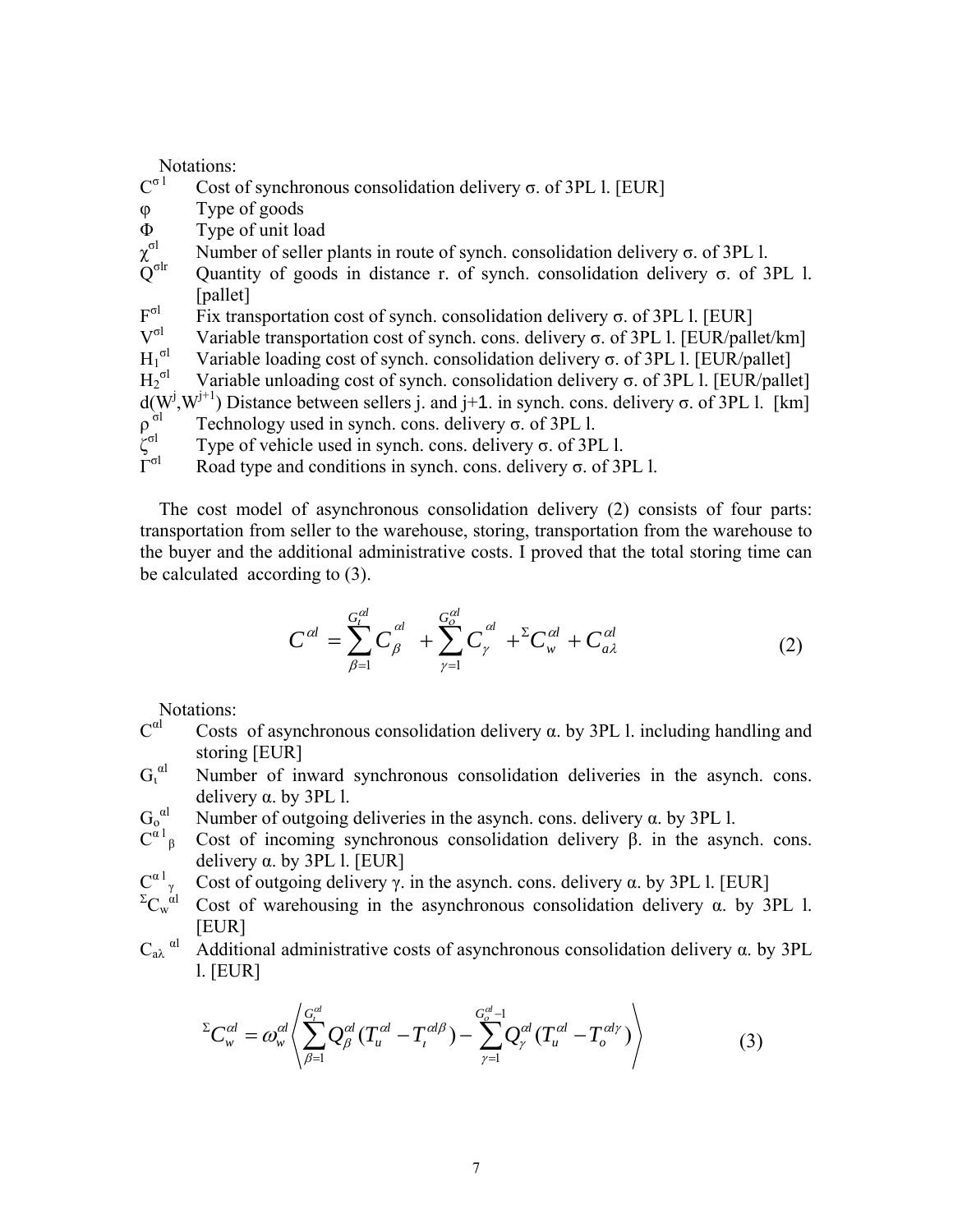Notations:

$C^{\sigma l}$ Cost of synchronous consolidation delivery σ. of 3PL l. [EUR]

φ Type of goods

Φ Type of unit load

$\chi^{\sigma l}$ Number of seller plants in route of synch. consolidation delivery σ. of 3PL l.

$Q^{\sigma lr}$ Quantity of goods in distance r. of synch. consolidation delivery σ. of 3PL l. [pallet]

$F^{\sigma l}$ Fix transportation cost of synch. consolidation delivery σ. of 3PL l. [EUR]

$V^{\sigma l}$ Variable transportation cost of synch. cons. delivery σ. of 3PL l. [EUR/pallet/km]

$H_1^{\sigma l}$ Variable loading cost of synch. consolidation delivery σ. of 3PL l. [EUR/pallet]

$H_2^{\sigma l}$ Variable unloading cost of synch. consolidation delivery σ. of 3PL l. [EUR/pallet]

$d(W^j, W^{j+1})$ Distance between sellers j. and j+1. in synch. cons. delivery σ. of 3PL l. [km]

$\rho^{\sigma l}$ Technology used in synch. cons. delivery σ. of 3PL l.

$\zeta^{\sigma l}$ Type of vehicle used in synch. cons. delivery σ. of 3PL l.

$\Gamma^{\sigma l}$ Road type and conditions in synch. cons. delivery σ. of 3PL l.

The cost model of asynchronous consolidation delivery (2) consists of four parts: transportation from seller to the warehouse, storing, transportation from the warehouse to the buyer and the additional administrative costs. I proved that the total storing time can be calculated according to (3).

$$C^{\alpha l} = \sum_{\beta=1}^{G_\iota^{\alpha l}} C_\beta^{\alpha l} + \sum_{\gamma=1}^{G_o^{\alpha l}} C_\gamma^{\alpha l} + {}^{\Sigma}C_w^{\alpha l} + C_{a\lambda}^{\alpha l} \tag{2}$$

Notations:

$C^{\alpha l}$ Costs of asynchronous consolidation delivery α. by 3PL l. including handling and storing [EUR]

$G_\iota^{\alpha l}$ Number of inward synchronous consolidation deliveries in the asynch. cons. delivery α. by 3PL l.

$G_o^{\alpha l}$ Number of outgoing deliveries in the asynch. cons. delivery α. by 3PL l.

$C^{\alpha l}_{\beta}$ Cost of incoming synchronous consolidation delivery β. in the asynch. cons. delivery α. by 3PL l. [EUR]

$C^{\alpha l}_{\gamma}$ Cost of outgoing delivery γ. in the asynch. cons. delivery α. by 3PL l. [EUR]

${}^{\Sigma}C_w^{\alpha l}$ Cost of warehousing in the asynchronous consolidation delivery α. by 3PL l. [EUR]

$C_{a\lambda}^{\alpha l}$ Additional administrative costs of asynchronous consolidation delivery α. by 3PL l. [EUR]

$${}^{\Sigma}C_w^{\alpha l} = \omega_w^{\alpha l} \left\langle \sum_{\beta=1}^{G_\iota^{\alpha l}} Q_\beta^{\alpha l} (T_u^{\alpha l} - T_\iota^{\alpha l \beta}) - \sum_{\gamma=1}^{G_o^{\alpha l}-1} Q_\gamma^{\alpha l} (T_u^{\alpha l} - T_o^{\alpha l \gamma}) \right\rangle \tag{3}$$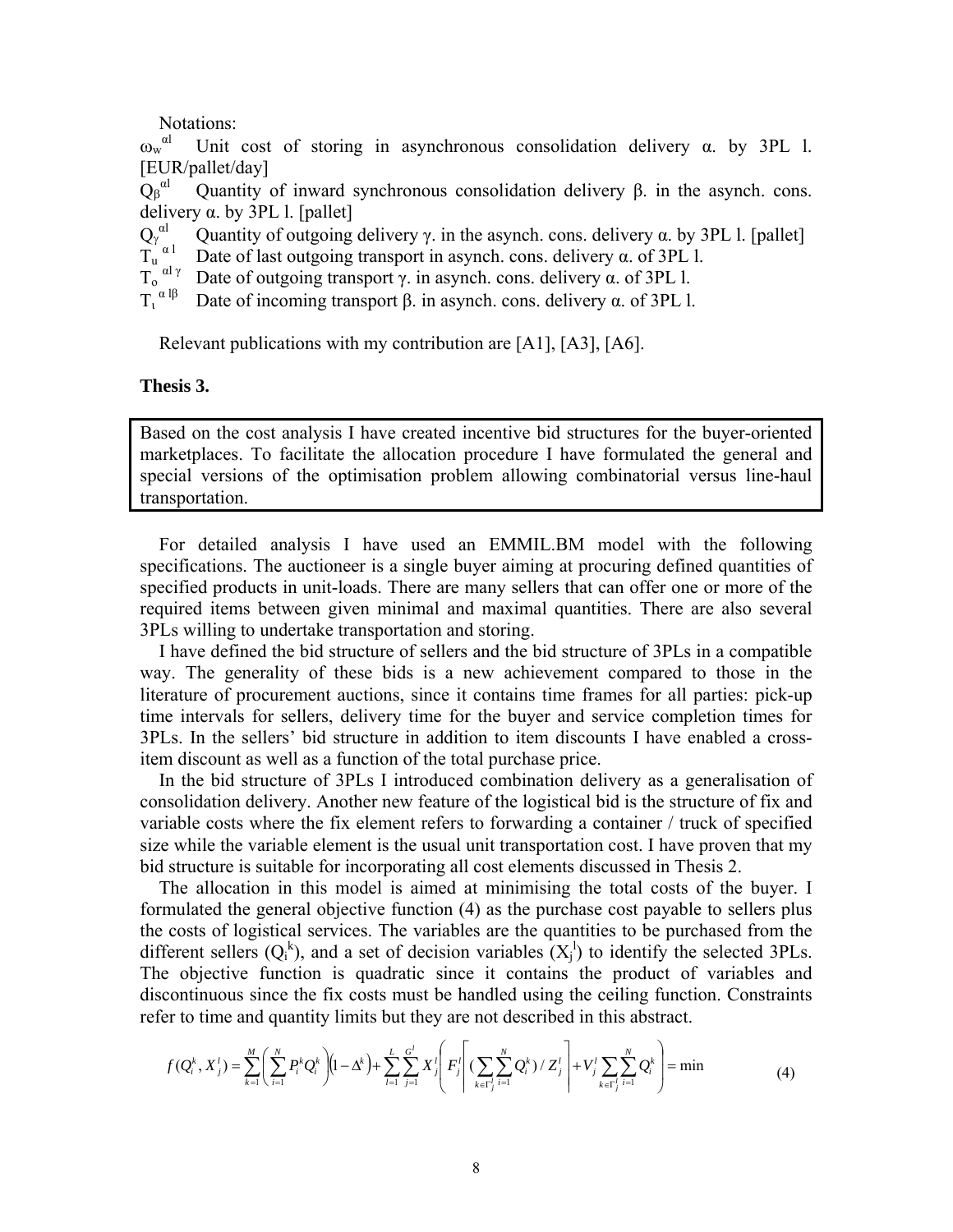Notations:

$\omega_w^{\alpha l}$ Unit cost of storing in asynchronous consolidation delivery α. by 3PL l. [EUR/pallet/day]

$Q_\beta^{\alpha l}$ Quantity of inward synchronous consolidation delivery β. in the asynch. cons. delivery α. by 3PL l. [pallet]

$Q_\gamma^{\alpha l}$ Quantity of outgoing delivery γ. in the asynch. cons. delivery α. by 3PL l. [pallet]

$T_u^{\alpha l}$ Date of last outgoing transport in asynch. cons. delivery α. of 3PL l.

$T_o^{\alpha l \gamma}$ Date of outgoing transport γ. in asynch. cons. delivery α. of 3PL l.

$T_\iota^{\alpha l \beta}$ Date of incoming transport β. in asynch. cons. delivery α. of 3PL l.

Relevant publications with my contribution are [A1], [A3], [A6].

**Thesis 3.**

> Based on the cost analysis I have created incentive bid structures for the buyer-oriented marketplaces. To facilitate the allocation procedure I have formulated the general and special versions of the optimisation problem allowing combinatorial versus line-haul transportation.

For detailed analysis I have used an EMMIL.BM model with the following specifications. The auctioneer is a single buyer aiming at procuring defined quantities of specified products in unit-loads. There are many sellers that can offer one or more of the required items between given minimal and maximal quantities. There are also several 3PLs willing to undertake transportation and storing.

I have defined the bid structure of sellers and the bid structure of 3PLs in a compatible way. The generality of these bids is a new achievement compared to those in the literature of procurement auctions, since it contains time frames for all parties: pick-up time intervals for sellers, delivery time for the buyer and service completion times for 3PLs. In the sellers' bid structure in addition to item discounts I have enabled a cross-item discount as well as a function of the total purchase price.

In the bid structure of 3PLs I introduced combination delivery as a generalisation of consolidation delivery. Another new feature of the logistical bid is the structure of fix and variable costs where the fix element refers to forwarding a container / truck of specified size while the variable element is the usual unit transportation cost. I have proven that my bid structure is suitable for incorporating all cost elements discussed in Thesis 2.

The allocation in this model is aimed at minimising the total costs of the buyer. I formulated the general objective function (4) as the purchase cost payable to sellers plus the costs of logistical services. The variables are the quantities to be purchased from the different sellers ($Q_i^k$), and a set of decision variables ($X_j^l$) to identify the selected 3PLs. The objective function is quadratic since it contains the product of variables and discontinuous since the fix costs must be handled using the ceiling function. Constraints refer to time and quantity limits but they are not described in this abstract.

$$f(Q_i^k, X_j^l) = \sum_{k=1}^{M}\left(\sum_{i=1}^{N} P_i^k Q_i^k\right)\left(1-\Delta^k\right) + \sum_{l=1}^{L}\sum_{j=1}^{G^l} X_j^l\left(F_j^l\left\lceil\left(\sum_{k\in\Gamma_j^l}\sum_{i=1}^{N} Q_i^k\right)/Z_j^l\right\rceil + V_j^l\sum_{k\in\Gamma_j^l}\sum_{i=1}^{N} Q_i^k\right) = \min \tag{4}$$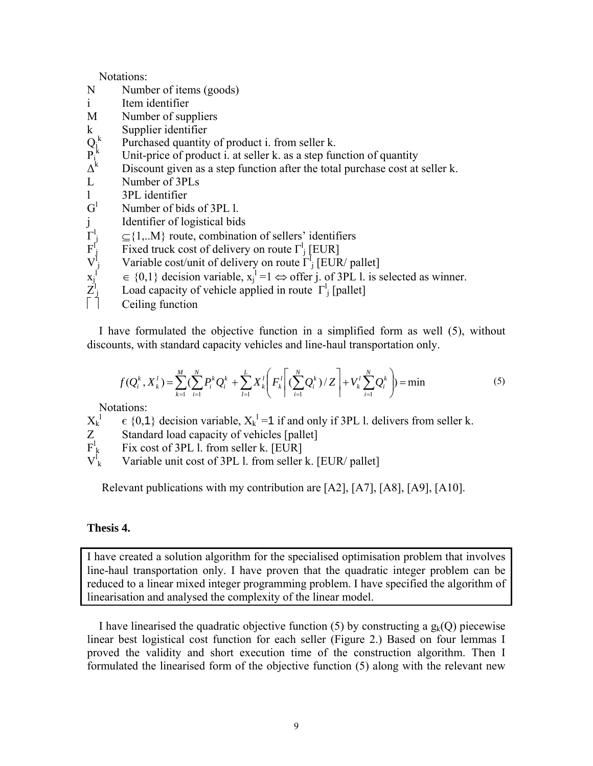Notations:

- N   Number of items (goods)
- i   Item identifier
- M   Number of suppliers
- k   Supplier identifier
- $Q_i^k$   Purchased quantity of product i. from seller k.
- $P_i^k$   Unit-price of product i. at seller k. as a step function of quantity
- $\Delta^k$   Discount given as a step function after the total purchase cost at seller k.
- L   Number of 3PLs
- l   3PL identifier
- $G^l$   Number of bids of 3PL l.
- j   Identifier of logistical bids
- $\Gamma^l_j$   $\subseteq\{1,..M\}$ route, combination of sellers' identifiers
- $F^l_j$   Fixed truck cost of delivery on route $\Gamma^l_j$ [EUR]
- $V^l_j$   Variable cost/unit of delivery on route $\Gamma^l_j$ [EUR/ pallet]
- $x_j^l$   $\in \{0,1\}$ decision variable, $x_j^l = 1 \Leftrightarrow$ offer j. of 3PL l. is selected as winner.
- $Z^l_j$   Load capacity of vehicle applied in route $\Gamma^l_j$ [pallet]
- $\lceil\ \rceil$   Ceiling function

I have formulated the objective function in a simplified form as well (5), without discounts, with standard capacity vehicles and line-haul transportation only.

$$f(Q_i^k, X_k^l) = \sum_{k=1}^{M}\left(\sum_{i=1}^{N} P_i^k Q_i^k + \sum_{l=1}^{L} X_k^l \left( F_k^l \left\lceil \left(\sum_{i=1}^{N} Q_i^k\right)/Z \right\rceil + V_k^l \sum_{i=1}^{N} Q_i^k \right)\right) = \min \tag{5}$$

Notations:

- $X_k^l$   $\in \{0,1\}$ decision variable, $X_k^l = 1$ if and only if 3PL l. delivers from seller k.
- Z   Standard load capacity of vehicles [pallet]
- $F^l_k$   Fix cost of 3PL l. from seller k. [EUR]
- $V^l_k$   Variable unit cost of 3PL l. from seller k. [EUR/ pallet]

Relevant publications with my contribution are [A2], [A7], [A8], [A9], [A10].

### Thesis 4.

> I have created a solution algorithm for the specialised optimisation problem that involves line-haul transportation only. I have proven that the quadratic integer problem can be reduced to a linear mixed integer programming problem. I have specified the algorithm of linearisation and analysed the complexity of the linear model.

I have linearised the quadratic objective function (5) by constructing a $g_k(Q)$ piecewise linear best logistical cost function for each seller (Figure 2.) Based on four lemmas I proved the validity and short execution time of the construction algorithm. Then I formulated the linearised form of the objective function (5) along with the relevant new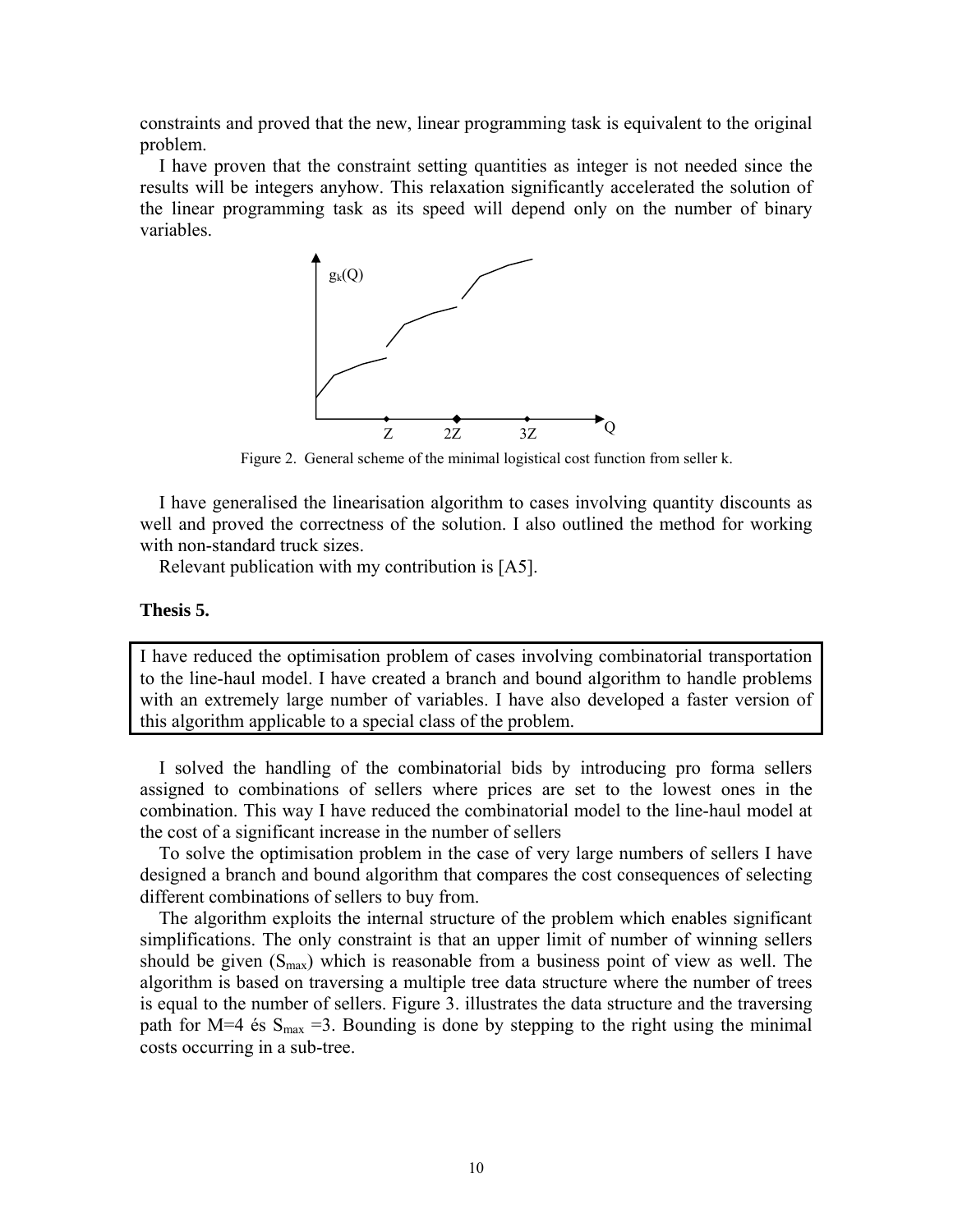constraints and proved that the new, linear programming task is equivalent to the original problem.

I have proven that the constraint setting quantities as integer is not needed since the results will be integers anyhow. This relaxation significantly accelerated the solution of the linear programming task as its speed will depend only on the number of binary variables.

Figure 2. General scheme of the minimal logistical cost function from seller k.

I have generalised the linearisation algorithm to cases involving quantity discounts as well and proved the correctness of the solution. I also outlined the method for working with non-standard truck sizes.

Relevant publication with my contribution is [A5].

**Thesis 5.**

I have reduced the optimisation problem of cases involving combinatorial transportation to the line-haul model. I have created a branch and bound algorithm to handle problems with an extremely large number of variables. I have also developed a faster version of this algorithm applicable to a special class of the problem.

I solved the handling of the combinatorial bids by introducing pro forma sellers assigned to combinations of sellers where prices are set to the lowest ones in the combination. This way I have reduced the combinatorial model to the line-haul model at the cost of a significant increase in the number of sellers

To solve the optimisation problem in the case of very large numbers of sellers I have designed a branch and bound algorithm that compares the cost consequences of selecting different combinations of sellers to buy from.

The algorithm exploits the internal structure of the problem which enables significant simplifications. The only constraint is that an upper limit of number of winning sellers should be given ($S_{max}$) which is reasonable from a business point of view as well. The algorithm is based on traversing a multiple tree data structure where the number of trees is equal to the number of sellers. Figure 3. illustrates the data structure and the traversing path for M=4 és $S_{max}$ =3. Bounding is done by stepping to the right using the minimal costs occurring in a sub-tree.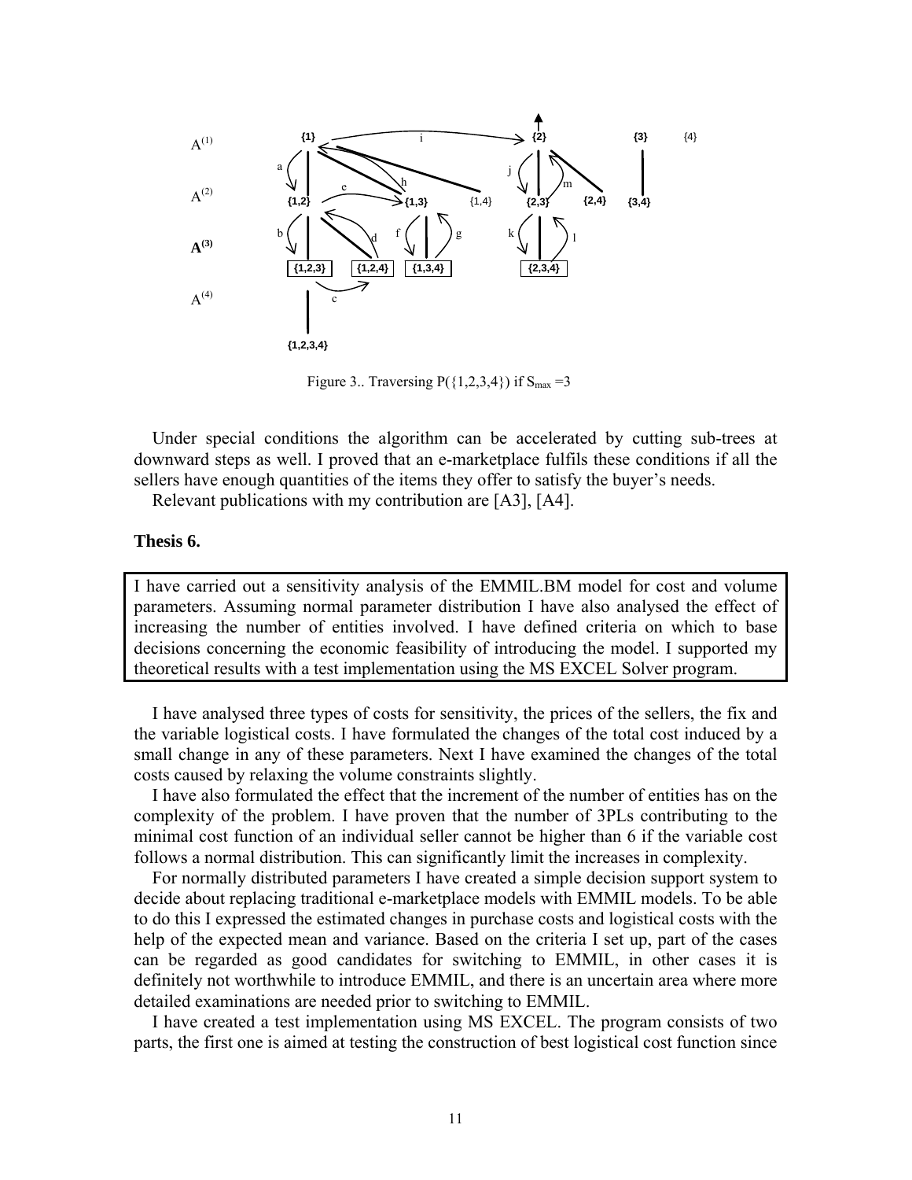Figure 3.. Traversing P({1,2,3,4}) if $S_{max}$ =3

Under special conditions the algorithm can be accelerated by cutting sub-trees at downward steps as well. I proved that an e-marketplace fulfils these conditions if all the sellers have enough quantities of the items they offer to satisfy the buyer's needs.

Relevant publications with my contribution are [A3], [A4].

### Thesis 6.

I have carried out a sensitivity analysis of the EMMIL.BM model for cost and volume parameters. Assuming normal parameter distribution I have also analysed the effect of increasing the number of entities involved. I have defined criteria on which to base decisions concerning the economic feasibility of introducing the model. I supported my theoretical results with a test implementation using the MS EXCEL Solver program.

I have analysed three types of costs for sensitivity, the prices of the sellers, the fix and the variable logistical costs. I have formulated the changes of the total cost induced by a small change in any of these parameters. Next I have examined the changes of the total costs caused by relaxing the volume constraints slightly.

I have also formulated the effect that the increment of the number of entities has on the complexity of the problem. I have proven that the number of 3PLs contributing to the minimal cost function of an individual seller cannot be higher than 6 if the variable cost follows a normal distribution. This can significantly limit the increases in complexity.

For normally distributed parameters I have created a simple decision support system to decide about replacing traditional e-marketplace models with EMMIL models. To be able to do this I expressed the estimated changes in purchase costs and logistical costs with the help of the expected mean and variance. Based on the criteria I set up, part of the cases can be regarded as good candidates for switching to EMMIL, in other cases it is definitely not worthwhile to introduce EMMIL, and there is an uncertain area where more detailed examinations are needed prior to switching to EMMIL.

I have created a test implementation using MS EXCEL. The program consists of two parts, the first one is aimed at testing the construction of best logistical cost function since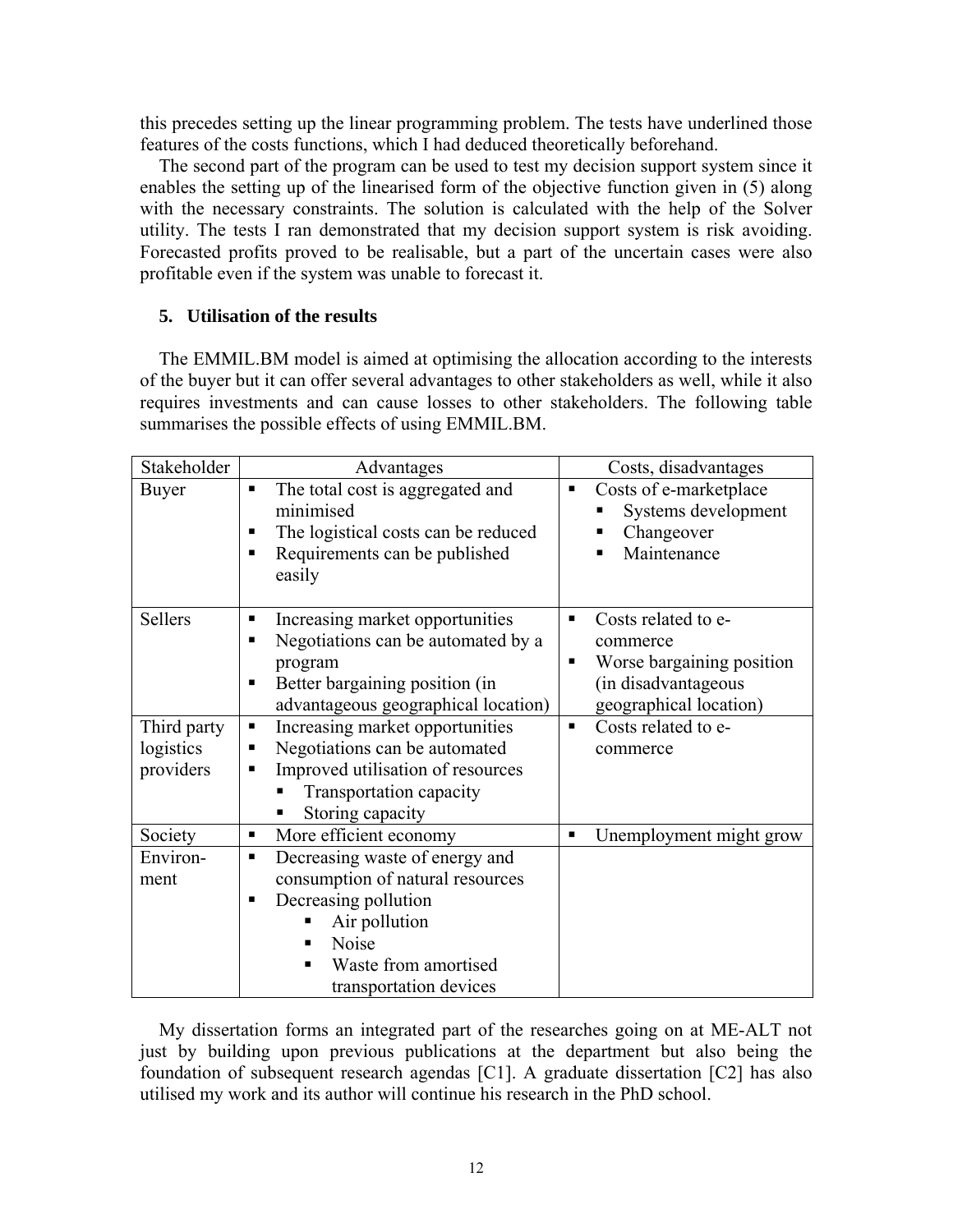this precedes setting up the linear programming problem. The tests have underlined those features of the costs functions, which I had deduced theoretically beforehand.

The second part of the program can be used to test my decision support system since it enables the setting up of the linearised form of the objective function given in (5) along with the necessary constraints. The solution is calculated with the help of the Solver utility. The tests I ran demonstrated that my decision support system is risk avoiding. Forecasted profits proved to be realisable, but a part of the uncertain cases were also profitable even if the system was unable to forecast it.

## 5. Utilisation of the results

The EMMIL.BM model is aimed at optimising the allocation according to the interests of the buyer but it can offer several advantages to other stakeholders as well, while it also requires investments and can cause losses to other stakeholders. The following table summarises the possible effects of using EMMIL.BM.

| Stakeholder | Advantages | Costs, disadvantages |
|---|---|---|
| Buyer | ▪ The total cost is aggregated and minimised<br>▪ The logistical costs can be reduced<br>▪ Requirements can be published easily | ▪ Costs of e-marketplace<br>&nbsp;&nbsp;▪ Systems development<br>&nbsp;&nbsp;▪ Changeover<br>&nbsp;&nbsp;▪ Maintenance |
| Sellers | ▪ Increasing market opportunities<br>▪ Negotiations can be automated by a program<br>▪ Better bargaining position (in advantageous geographical location) | ▪ Costs related to e-commerce<br>▪ Worse bargaining position (in disadvantageous geographical location) |
| Third party logistics providers | ▪ Increasing market opportunities<br>▪ Negotiations can be automated<br>▪ Improved utilisation of resources<br>&nbsp;&nbsp;▪ Transportation capacity<br>&nbsp;&nbsp;▪ Storing capacity | ▪ Costs related to e-commerce |
| Society | ▪ More efficient economy | ▪ Unemployment might grow |
| Environ-ment | ▪ Decreasing waste of energy and consumption of natural resources<br>▪ Decreasing pollution<br>&nbsp;&nbsp;▪ Air pollution<br>&nbsp;&nbsp;▪ Noise<br>&nbsp;&nbsp;▪ Waste from amortised transportation devices | |

My dissertation forms an integrated part of the researches going on at ME-ALT not just by building upon previous publications at the department but also being the foundation of subsequent research agendas [C1]. A graduate dissertation [C2] has also utilised my work and its author will continue his research in the PhD school.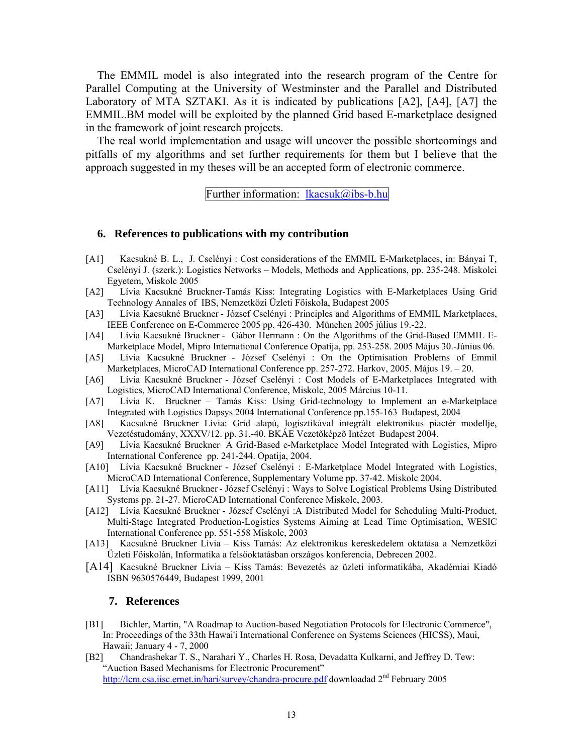The EMMIL model is also integrated into the research program of the Centre for Parallel Computing at the University of Westminster and the Parallel and Distributed Laboratory of MTA SZTAKI. As it is indicated by publications [A2], [A4], [A7] the EMMIL.BM model will be exploited by the planned Grid based E-marketplace designed in the framework of joint research projects.

The real world implementation and usage will uncover the possible shortcomings and pitfalls of my algorithms and set further requirements for them but I believe that the approach suggested in my theses will be an accepted form of electronic commerce.

Further information: lkacsuk@ibs-b.hu

## 6. References to publications with my contribution

[A1] Kacsukné B. L., J. Cselényi : Cost considerations of the EMMIL E-Marketplaces, in: Bányai T, Cselényi J. (szerk.): Logistics Networks – Models, Methods and Applications, pp. 235-248. Miskolci Egyetem, Miskolc 2005

[A2] Lívia Kacsukné Bruckner-Tamás Kiss: Integrating Logistics with E-Marketplaces Using Grid Technology Annales of IBS, Nemzetközi Üzleti Főiskola, Budapest 2005

[A3] Lívia Kacsukné Bruckner - József Cselényi : Principles and Algorithms of EMMIL Marketplaces, IEEE Conference on E-Commerce 2005 pp. 426-430. München 2005 július 19.-22.

[A4] Lívia Kacsukné Bruckner - Gábor Hermann : On the Algorithms of the Grid-Based EMMIL E-Marketplace Model, Mipro International Conference Opatija, pp. 253-258. 2005 Május 30.-Június 06.

[A5] Lívia Kacsukné Bruckner - József Cselényi : On the Optimisation Problems of Emmil Marketplaces, MicroCAD International Conference pp. 257-272. Harkov, 2005. Május 19. – 20.

[A6] Lívia Kacsukné Bruckner - József Cselényi : Cost Models of E-Marketplaces Integrated with Logistics, MicroCAD International Conference, Miskolc, 2005 Március 10-11.

[A7] Lívia K. Bruckner – Tamás Kiss: Using Grid-technology to Implement an e-Marketplace Integrated with Logistics Dapsys 2004 International Conference pp.155-163 Budapest, 2004

[A8] Kacsukné Bruckner Lívia: Grid alapú, logisztikával integrált elektronikus piactér modellje, Vezetéstudomány, XXXV/12. pp. 31.-40. BKÁE Vezetõképzõ Intézet Budapest 2004.

[A9] Lívia Kacsukné Bruckner A Grid-Based e-Marketplace Model Integrated with Logistics, Mipro International Conference pp. 241-244. Opatija, 2004.

[A10] Lívia Kacsukné Bruckner - József Cselényi : E-Marketplace Model Integrated with Logistics, MicroCAD International Conference, Supplementary Volume pp. 37-42. Miskolc 2004.

[A11] Lívia Kacsukné Bruckner - József Cselényi : Ways to Solve Logistical Problems Using Distributed Systems pp. 21-27. MicroCAD International Conference Miskolc, 2003.

[A12] Lívia Kacsukné Bruckner - József Cselényi :A Distributed Model for Scheduling Multi-Product, Multi-Stage Integrated Production-Logistics Systems Aiming at Lead Time Optimisation, WESIC International Conference pp. 551-558 Miskolc, 2003

[A13] Kacsukné Bruckner Lívia – Kiss Tamás: Az elektronikus kereskedelem oktatása a Nemzetközi Üzleti Főiskolán, Informatika a felsőoktatásban országos konferencia, Debrecen 2002.

[A14] Kacsukné Bruckner Lívia – Kiss Tamás: Bevezetés az üzleti informatikába, Akadémiai Kiadó ISBN 9630576449, Budapest 1999, 2001

## 7. References

[B1] Bichler, Martin, "A Roadmap to Auction-based Negotiation Protocols for Electronic Commerce", In: Proceedings of the 33th Hawai'i International Conference on Systems Sciences (HICSS), Maui, Hawaii; January 4 - 7, 2000

[B2] Chandrashekar T. S., Narahari Y., Charles H. Rosa, Devadatta Kulkarni, and Jeffrey D. Tew: "Auction Based Mechanisms for Electronic Procurement" http://lcm.csa.iisc.ernet.in/hari/survey/chandra-procure.pdf downloadad 2nd February 2005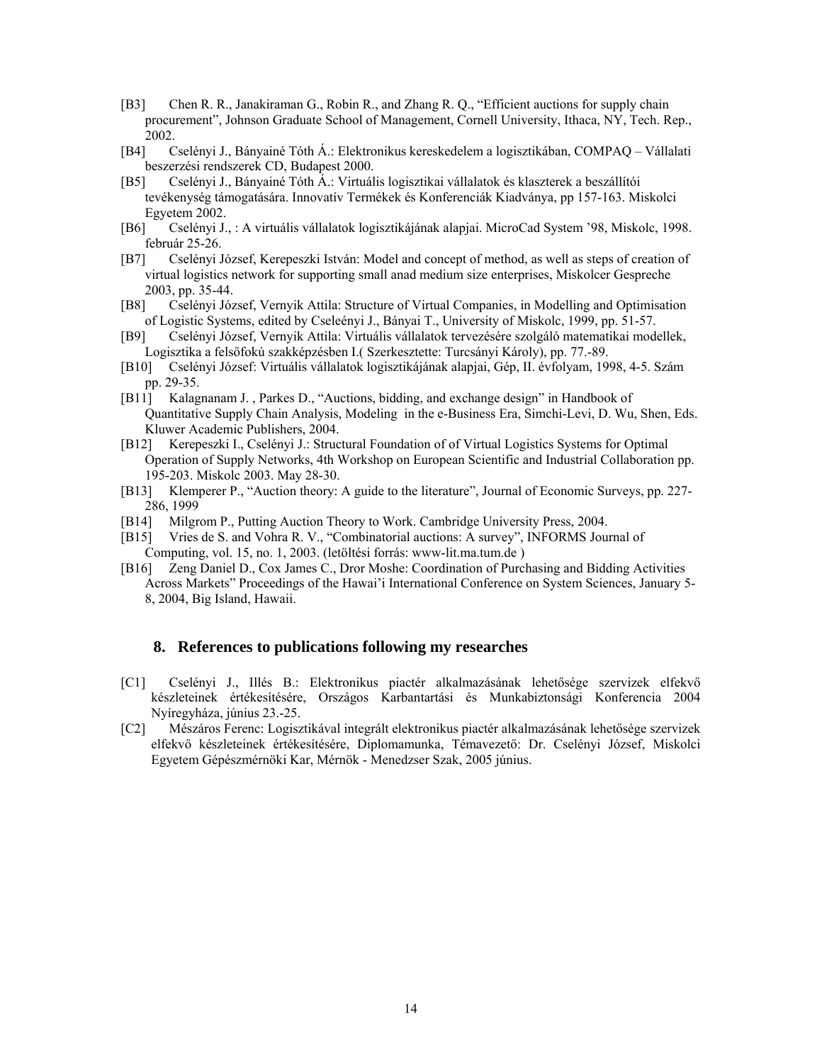[B3] Chen R. R., Janakiraman G., Robin R., and Zhang R. Q., "Efficient auctions for supply chain procurement", Johnson Graduate School of Management, Cornell University, Ithaca, NY, Tech. Rep., 2002.

[B4] Cselényi J., Bányainé Tóth Á.: Elektronikus kereskedelem a logisztikában, COMPAQ – Vállalati beszerzési rendszerek CD, Budapest 2000.

[B5] Cselényi J., Bányainé Tóth Á.: Virtuális logisztikai vállalatok és klaszterek a beszállítói tevékenység támogatására. Innovatív Termékek és Konferenciák Kiadványa, pp 157-163. Miskolci Egyetem 2002.

[B6] Cselényi J., : A virtuális vállalatok logisztikájának alapjai. MicroCad System '98, Miskolc, 1998. február 25-26.

[B7] Cselényi József, Kerepeszki István: Model and concept of method, as well as steps of creation of virtual logistics network for supporting small anad medium size enterprises, Miskolcer Gespreche 2003, pp. 35-44.

[B8] Cselényi József, Vernyik Attila: Structure of Virtual Companies, in Modelling and Optimisation of Logistic Systems, edited by Cseleényi J., Bányai T., University of Miskolc, 1999, pp. 51-57.

[B9] Cselényi József, Vernyik Attila: Virtuális vállalatok tervezésére szolgáló matematikai modellek, Logisztika a felsőfokú szakképzésben I.( Szerkesztette: Turcsányi Károly), pp. 77.-89.

[B10] Cselényi József: Virtuális vállalatok logisztikájának alapjai, Gép, II. évfolyam, 1998, 4-5. Szám pp. 29-35.

[B11] Kalagnanam J. , Parkes D., "Auctions, bidding, and exchange design" in Handbook of Quantitative Supply Chain Analysis, Modeling in the e-Business Era, Simchi-Levi, D. Wu, Shen, Eds. Kluwer Academic Publishers, 2004.

[B12] Kerepeszki I., Cselényi J.: Structural Foundation of of Virtual Logistics Systems for Optimal Operation of Supply Networks, 4th Workshop on European Scientific and Industrial Collaboration pp. 195-203. Miskolc 2003. May 28-30.

[B13] Klemperer P., "Auction theory: A guide to the literature", Journal of Economic Surveys, pp. 227-286, 1999

[B14] Milgrom P., Putting Auction Theory to Work. Cambridge University Press, 2004.

[B15] Vries de S. and Vohra R. V., "Combinatorial auctions: A survey", INFORMS Journal of Computing, vol. 15, no. 1, 2003. (letöltési forrás: www-lit.ma.tum.de )

[B16] Zeng Daniel D., Cox James C., Dror Moshe: Coordination of Purchasing and Bidding Activities Across Markets" Proceedings of the Hawai'i International Conference on System Sciences, January 5-8, 2004, Big Island, Hawaii.

## 8. References to publications following my researches

[C1] Cselényi J., Illés B.: Elektronikus piactér alkalmazásának lehetősége szervizek elfekvő készleteinek értékesítésére, Országos Karbantartási és Munkabiztonsági Konferencia 2004 Nyíregyháza, június 23.-25.

[C2] Mészáros Ferenc: Logisztikával integrált elektronikus piactér alkalmazásának lehetősége szervizek elfekvő készleteinek értékesítésére, Diplomamunka, Témavezető: Dr. Cselényi József, Miskolci Egyetem Gépészmérnöki Kar, Mérnök - Menedzser Szak, 2005 június.